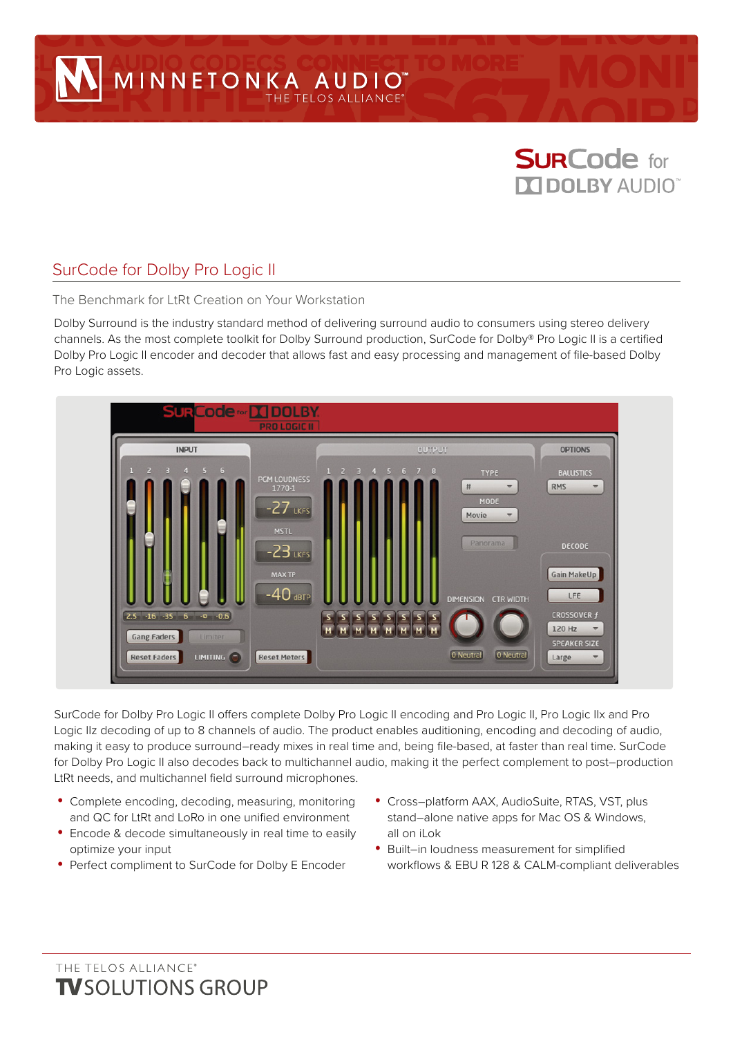MINNETONKA AUDIO™
THE TELOS ALLIANCE®

SurCode for DOLBY AUDIO™

## SurCode for Dolby Pro Logic II

### The Benchmark for LtRt Creation on Your Workstation

Dolby Surround is the industry standard method of delivering surround audio to consumers using stereo delivery channels. As the most complete toolkit for Dolby Surround production, SurCode for Dolby® Pro Logic II is a certified Dolby Pro Logic II encoder and decoder that allows fast and easy processing and management of file-based Dolby Pro Logic assets.

SurCode for Dolby Pro Logic II offers complete Dolby Pro Logic II encoding and Pro Logic II, Pro Logic IIx and Pro Logic IIz decoding of up to 8 channels of audio. The product enables auditioning, encoding and decoding of audio, making it easy to produce surround–ready mixes in real time and, being file-based, at faster than real time. SurCode for Dolby Pro Logic II also decodes back to multichannel audio, making it the perfect complement to post–production LtRt needs, and multichannel field surround microphones.

- Complete encoding, decoding, measuring, monitoring and QC for LtRt and LoRo in one unified environment
- Encode & decode simultaneously in real time to easily optimize your input
- Perfect compliment to SurCode for Dolby E Encoder
- Cross–platform AAX, AudioSuite, RTAS, VST, plus stand–alone native apps for Mac OS & Windows, all on iLok
- Built–in loudness measurement for simplified workflows & EBU R 128 & CALM-compliant deliverables

THE TELOS ALLIANCE®
TV SOLUTIONS GROUP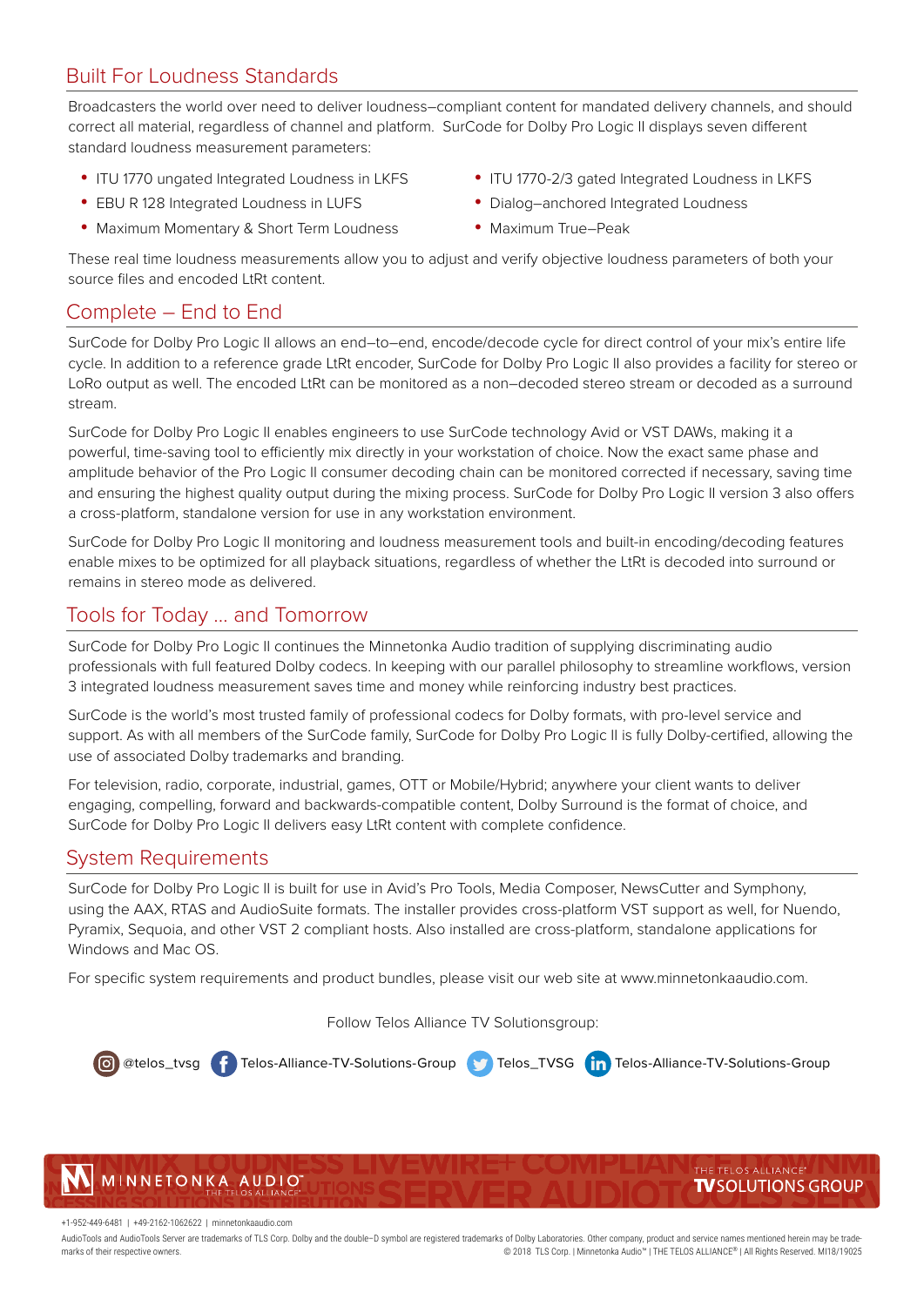## Built For Loudness Standards

Broadcasters the world over need to deliver loudness–compliant content for mandated delivery channels, and should correct all material, regardless of channel and platform. SurCode for Dolby Pro Logic II displays seven different standard loudness measurement parameters:

- ITU 1770 ungated Integrated Loudness in LKFS
- EBU R 128 Integrated Loudness in LUFS
- Maximum Momentary & Short Term Loudness
- ITU 1770-2/3 gated Integrated Loudness in LKFS
- Dialog–anchored Integrated Loudness
- Maximum True–Peak

These real time loudness measurements allow you to adjust and verify objective loudness parameters of both your source files and encoded LtRt content.

## Complete – End to End

SurCode for Dolby Pro Logic II allows an end–to–end, encode/decode cycle for direct control of your mix's entire life cycle. In addition to a reference grade LtRt encoder, SurCode for Dolby Pro Logic II also provides a facility for stereo or LoRo output as well. The encoded LtRt can be monitored as a non–decoded stereo stream or decoded as a surround stream.

SurCode for Dolby Pro Logic II enables engineers to use SurCode technology Avid or VST DAWs, making it a powerful, time-saving tool to efficiently mix directly in your workstation of choice. Now the exact same phase and amplitude behavior of the Pro Logic II consumer decoding chain can be monitored corrected if necessary, saving time and ensuring the highest quality output during the mixing process. SurCode for Dolby Pro Logic II version 3 also offers a cross-platform, standalone version for use in any workstation environment.

SurCode for Dolby Pro Logic II monitoring and loudness measurement tools and built-in encoding/decoding features enable mixes to be optimized for all playback situations, regardless of whether the LtRt is decoded into surround or remains in stereo mode as delivered.

## Tools for Today ... and Tomorrow

SurCode for Dolby Pro Logic II continues the Minnetonka Audio tradition of supplying discriminating audio professionals with full featured Dolby codecs. In keeping with our parallel philosophy to streamline workflows, version 3 integrated loudness measurement saves time and money while reinforcing industry best practices.

SurCode is the world's most trusted family of professional codecs for Dolby formats, with pro-level service and support. As with all members of the SurCode family, SurCode for Dolby Pro Logic II is fully Dolby-certified, allowing the use of associated Dolby trademarks and branding.

For television, radio, corporate, industrial, games, OTT or Mobile/Hybrid; anywhere your client wants to deliver engaging, compelling, forward and backwards-compatible content, Dolby Surround is the format of choice, and SurCode for Dolby Pro Logic II delivers easy LtRt content with complete confidence.

## System Requirements

SurCode for Dolby Pro Logic II is built for use in Avid's Pro Tools, Media Composer, NewsCutter and Symphony, using the AAX, RTAS and AudioSuite formats. The installer provides cross-platform VST support as well, for Nuendo, Pyramix, Sequoia, and other VST 2 compliant hosts. Also installed are cross-platform, standalone applications for Windows and Mac OS.

For specific system requirements and product bundles, please visit our web site at www.minnetonkaaudio.com.

Follow Telos Alliance TV Solutionsgroup:

@telos_tvsg  Telos-Alliance-TV-Solutions-Group  Telos_TVSG  Telos-Alliance-TV-Solutions-Group

MINNETONKA AUDIO THE TELOS ALLIANCE | THE TELOS ALLIANCE TV SOLUTIONS GROUP

+1-952-449-6481 | +49-2162-1062622 | minnetonkaaudio.com

AudioTools and AudioTools Server are trademarks of TLS Corp. Dolby and the double–D symbol are registered trademarks of Dolby Laboratories. Other company, product and service names mentioned herein may be trademarks of their respective owners.

© 2018 TLS Corp. | Minnetonka Audio™ | THE TELOS ALLIANCE® | All Rights Reserved. MI18/19025